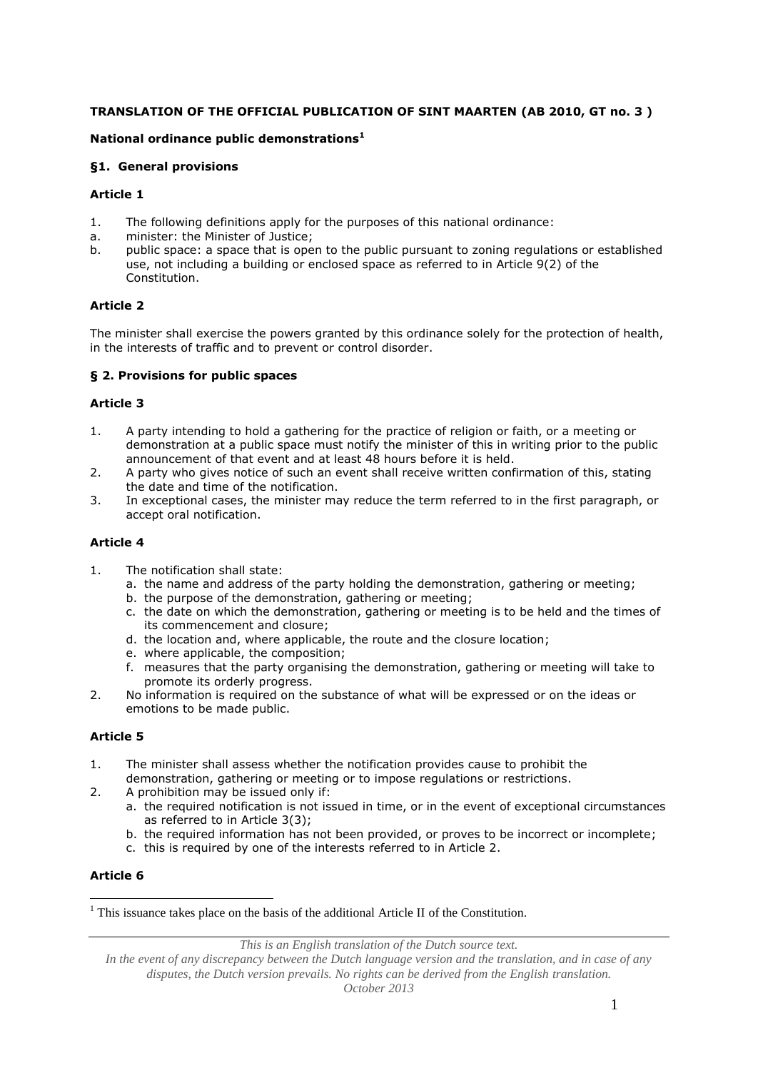**TRANSLATION OF THE OFFICIAL PUBLICATION OF SINT MAARTEN (AB 2010, GT no. 3 )**

**National ordinance public demonstrations**[1]

### §1. General provisions

#### Article 1

1. The following definitions apply for the purposes of this national ordinance:
   a. minister: the Minister of Justice;
   b. public space: a space that is open to the public pursuant to zoning regulations or established use, not including a building or enclosed space as referred to in Article 9(2) of the Constitution.

#### Article 2

The minister shall exercise the powers granted by this ordinance solely for the protection of health, in the interests of traffic and to prevent or control disorder.

### § 2. Provisions for public spaces

#### Article 3

1. A party intending to hold a gathering for the practice of religion or faith, or a meeting or demonstration at a public space must notify the minister of this in writing prior to the public announcement of that event and at least 48 hours before it is held.
2. A party who gives notice of such an event shall receive written confirmation of this, stating the date and time of the notification.
3. In exceptional cases, the minister may reduce the term referred to in the first paragraph, or accept oral notification.

#### Article 4

1. The notification shall state:
   a. the name and address of the party holding the demonstration, gathering or meeting;
   b. the purpose of the demonstration, gathering or meeting;
   c. the date on which the demonstration, gathering or meeting is to be held and the times of its commencement and closure;
   d. the location and, where applicable, the route and the closure location;
   e. where applicable, the composition;
   f. measures that the party organising the demonstration, gathering or meeting will take to promote its orderly progress.
2. No information is required on the substance of what will be expressed or on the ideas or emotions to be made public.

#### Article 5

1. The minister shall assess whether the notification provides cause to prohibit the demonstration, gathering or meeting or to impose regulations or restrictions.
2. A prohibition may be issued only if:
   a. the required notification is not issued in time, or in the event of exceptional circumstances as referred to in Article 3(3);
   b. the required information has not been provided, or proves to be incorrect or incomplete;
   c. this is required by one of the interests referred to in Article 2.

#### Article 6

[1] This issuance takes place on the basis of the additional Article II of the Constitution.

*This is an English translation of the Dutch source text.*
*In the event of any discrepancy between the Dutch language version and the translation, and in case of any disputes, the Dutch version prevails. No rights can be derived from the English translation.*
*October 2013*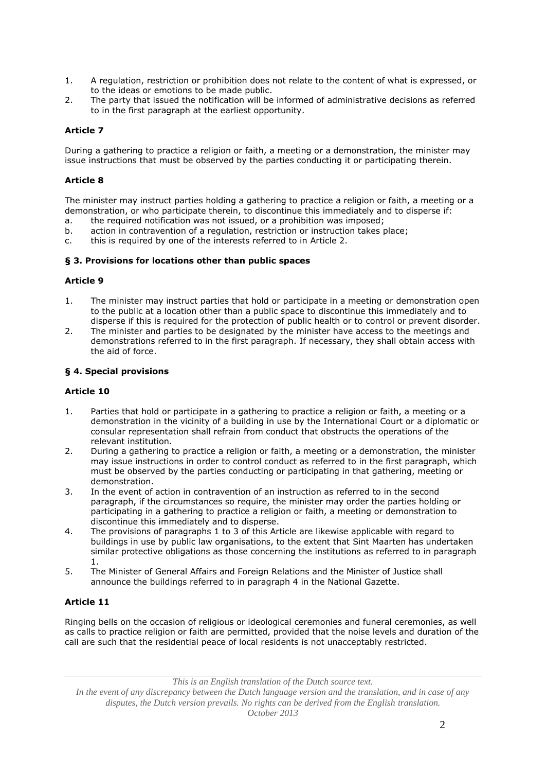1. A regulation, restriction or prohibition does not relate to the content of what is expressed, or to the ideas or emotions to be made public.
2. The party that issued the notification will be informed of administrative decisions as referred to in the first paragraph at the earliest opportunity.

**Article 7**

During a gathering to practice a religion or faith, a meeting or a demonstration, the minister may issue instructions that must be observed by the parties conducting it or participating therein.

**Article 8**

The minister may instruct parties holding a gathering to practice a religion or faith, a meeting or a demonstration, or who participate therein, to discontinue this immediately and to disperse if:

a. the required notification was not issued, or a prohibition was imposed;
b. action in contravention of a regulation, restriction or instruction takes place;
c. this is required by one of the interests referred to in Article 2.

**§ 3. Provisions for locations other than public spaces**

**Article 9**

1. The minister may instruct parties that hold or participate in a meeting or demonstration open to the public at a location other than a public space to discontinue this immediately and to disperse if this is required for the protection of public health or to control or prevent disorder.
2. The minister and parties to be designated by the minister have access to the meetings and demonstrations referred to in the first paragraph. If necessary, they shall obtain access with the aid of force.

**§ 4. Special provisions**

**Article 10**

1. Parties that hold or participate in a gathering to practice a religion or faith, a meeting or a demonstration in the vicinity of a building in use by the International Court or a diplomatic or consular representation shall refrain from conduct that obstructs the operations of the relevant institution.
2. During a gathering to practice a religion or faith, a meeting or a demonstration, the minister may issue instructions in order to control conduct as referred to in the first paragraph, which must be observed by the parties conducting or participating in that gathering, meeting or demonstration.
3. In the event of action in contravention of an instruction as referred to in the second paragraph, if the circumstances so require, the minister may order the parties holding or participating in a gathering to practice a religion or faith, a meeting or demonstration to discontinue this immediately and to disperse.
4. The provisions of paragraphs 1 to 3 of this Article are likewise applicable with regard to buildings in use by public law organisations, to the extent that Sint Maarten has undertaken similar protective obligations as those concerning the institutions as referred to in paragraph 1.
5. The Minister of General Affairs and Foreign Relations and the Minister of Justice shall announce the buildings referred to in paragraph 4 in the National Gazette.

**Article 11**

Ringing bells on the occasion of religious or ideological ceremonies and funeral ceremonies, as well as calls to practice religion or faith are permitted, provided that the noise levels and duration of the call are such that the residential peace of local residents is not unacceptably restricted.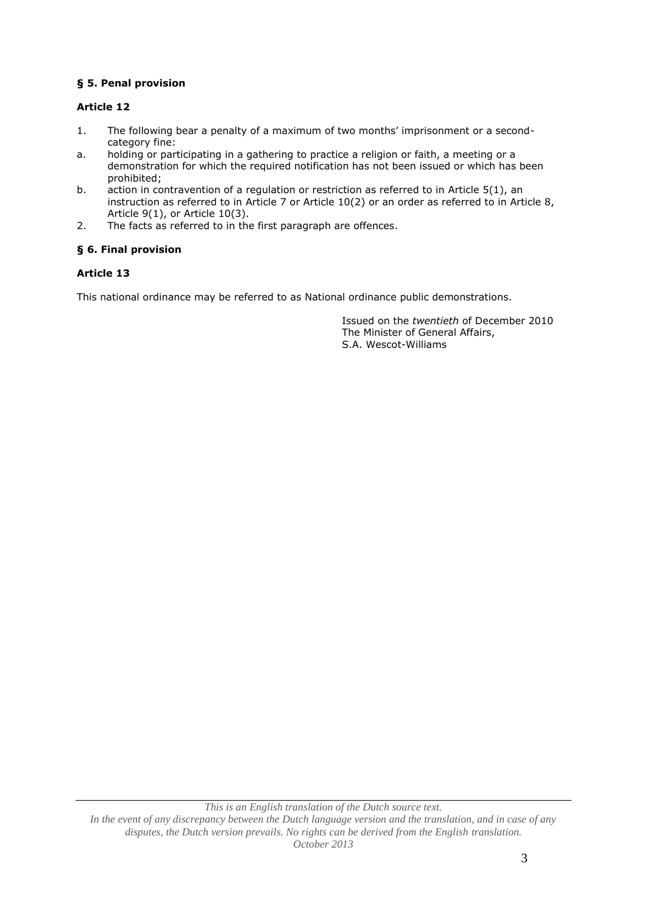**§ 5. Penal provision**

**Article 12**

1. The following bear a penalty of a maximum of two months' imprisonment or a second-category fine:
a. holding or participating in a gathering to practice a religion or faith, a meeting or a demonstration for which the required notification has not been issued or which has been prohibited;
b. action in contravention of a regulation or restriction as referred to in Article 5(1), an instruction as referred to in Article 7 or Article 10(2) or an order as referred to in Article 8, Article 9(1), or Article 10(3).
2. The facts as referred to in the first paragraph are offences.

**§ 6. Final provision**

**Article 13**

This national ordinance may be referred to as National ordinance public demonstrations.

Issued on the *twentieth* of December 2010
The Minister of General Affairs,
S.A. Wescot-Williams

*This is an English translation of the Dutch source text.*
*In the event of any discrepancy between the Dutch language version and the translation, and in case of any disputes, the Dutch version prevails. No rights can be derived from the English translation.*
*October 2013*